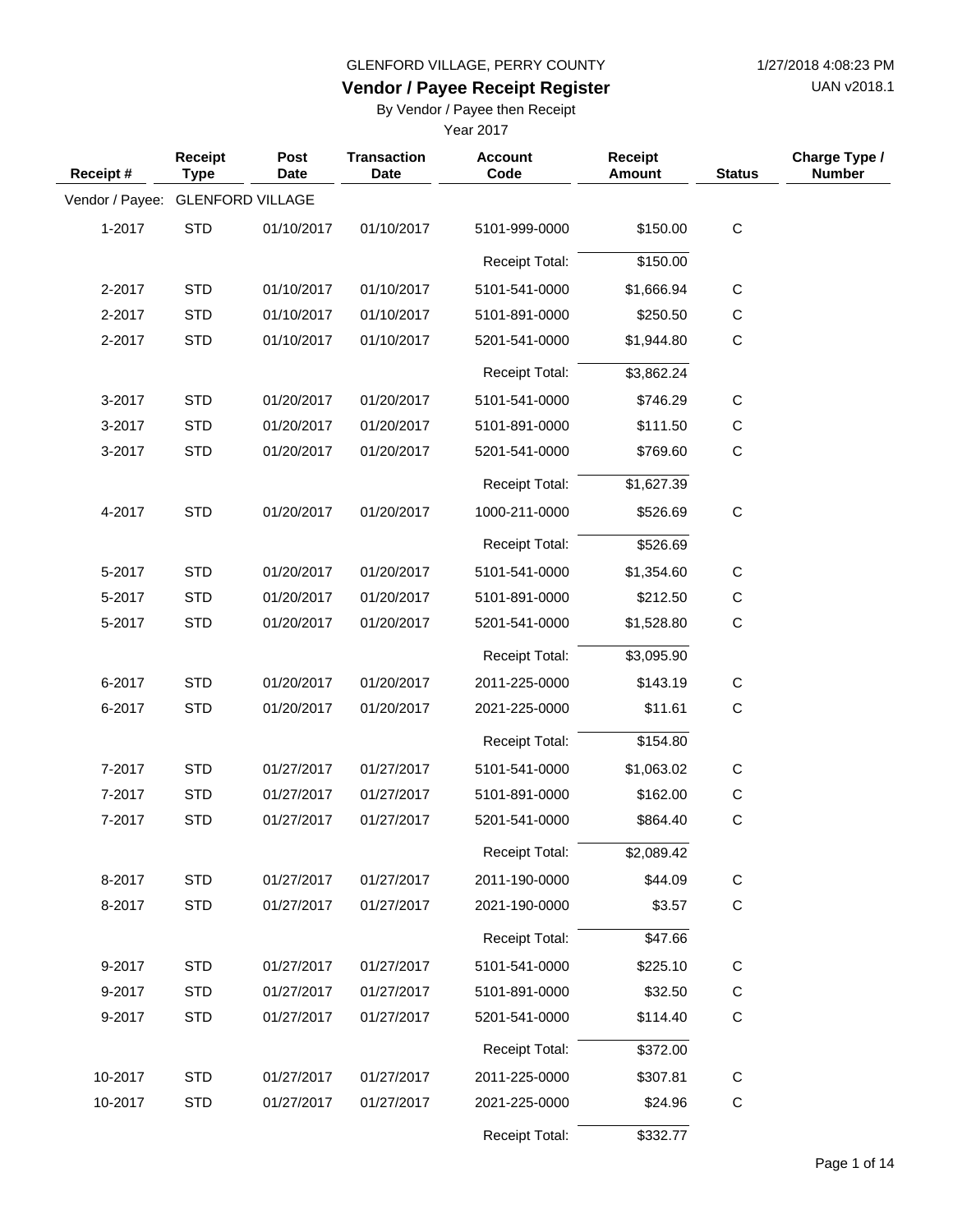GLENFORD VILLAGE, PERRY COUNTY

1/27/2018 4:08:23 PM

UAN v2018.1

# Vendor / Payee Receipt Register

By Vendor / Payee then Receipt

Year 2017

| Receipt # | Receipt Type | Post Date | Transaction Date | Account Code | Receipt Amount | Status | Charge Type / Number |
|---|---|---|---|---|---|---|---|
| Vendor / Payee: | GLENFORD VILLAGE | | | | | | |
| 1-2017 | STD | 01/10/2017 | 01/10/2017 | 5101-999-0000 | $150.00 | C | |
| | | | | Receipt Total: | $150.00 | | |
| 2-2017 | STD | 01/10/2017 | 01/10/2017 | 5101-541-0000 | $1,666.94 | C | |
| 2-2017 | STD | 01/10/2017 | 01/10/2017 | 5101-891-0000 | $250.50 | C | |
| 2-2017 | STD | 01/10/2017 | 01/10/2017 | 5201-541-0000 | $1,944.80 | C | |
| | | | | Receipt Total: | $3,862.24 | | |
| 3-2017 | STD | 01/20/2017 | 01/20/2017 | 5101-541-0000 | $746.29 | C | |
| 3-2017 | STD | 01/20/2017 | 01/20/2017 | 5101-891-0000 | $111.50 | C | |
| 3-2017 | STD | 01/20/2017 | 01/20/2017 | 5201-541-0000 | $769.60 | C | |
| | | | | Receipt Total: | $1,627.39 | | |
| 4-2017 | STD | 01/20/2017 | 01/20/2017 | 1000-211-0000 | $526.69 | C | |
| | | | | Receipt Total: | $526.69 | | |
| 5-2017 | STD | 01/20/2017 | 01/20/2017 | 5101-541-0000 | $1,354.60 | C | |
| 5-2017 | STD | 01/20/2017 | 01/20/2017 | 5101-891-0000 | $212.50 | C | |
| 5-2017 | STD | 01/20/2017 | 01/20/2017 | 5201-541-0000 | $1,528.80 | C | |
| | | | | Receipt Total: | $3,095.90 | | |
| 6-2017 | STD | 01/20/2017 | 01/20/2017 | 2011-225-0000 | $143.19 | C | |
| 6-2017 | STD | 01/20/2017 | 01/20/2017 | 2021-225-0000 | $11.61 | C | |
| | | | | Receipt Total: | $154.80 | | |
| 7-2017 | STD | 01/27/2017 | 01/27/2017 | 5101-541-0000 | $1,063.02 | C | |
| 7-2017 | STD | 01/27/2017 | 01/27/2017 | 5101-891-0000 | $162.00 | C | |
| 7-2017 | STD | 01/27/2017 | 01/27/2017 | 5201-541-0000 | $864.40 | C | |
| | | | | Receipt Total: | $2,089.42 | | |
| 8-2017 | STD | 01/27/2017 | 01/27/2017 | 2011-190-0000 | $44.09 | C | |
| 8-2017 | STD | 01/27/2017 | 01/27/2017 | 2021-190-0000 | $3.57 | C | |
| | | | | Receipt Total: | $47.66 | | |
| 9-2017 | STD | 01/27/2017 | 01/27/2017 | 5101-541-0000 | $225.10 | C | |
| 9-2017 | STD | 01/27/2017 | 01/27/2017 | 5101-891-0000 | $32.50 | C | |
| 9-2017 | STD | 01/27/2017 | 01/27/2017 | 5201-541-0000 | $114.40 | C | |
| | | | | Receipt Total: | $372.00 | | |
| 10-2017 | STD | 01/27/2017 | 01/27/2017 | 2011-225-0000 | $307.81 | C | |
| 10-2017 | STD | 01/27/2017 | 01/27/2017 | 2021-225-0000 | $24.96 | C | |
| | | | | Receipt Total: | $332.77 | | |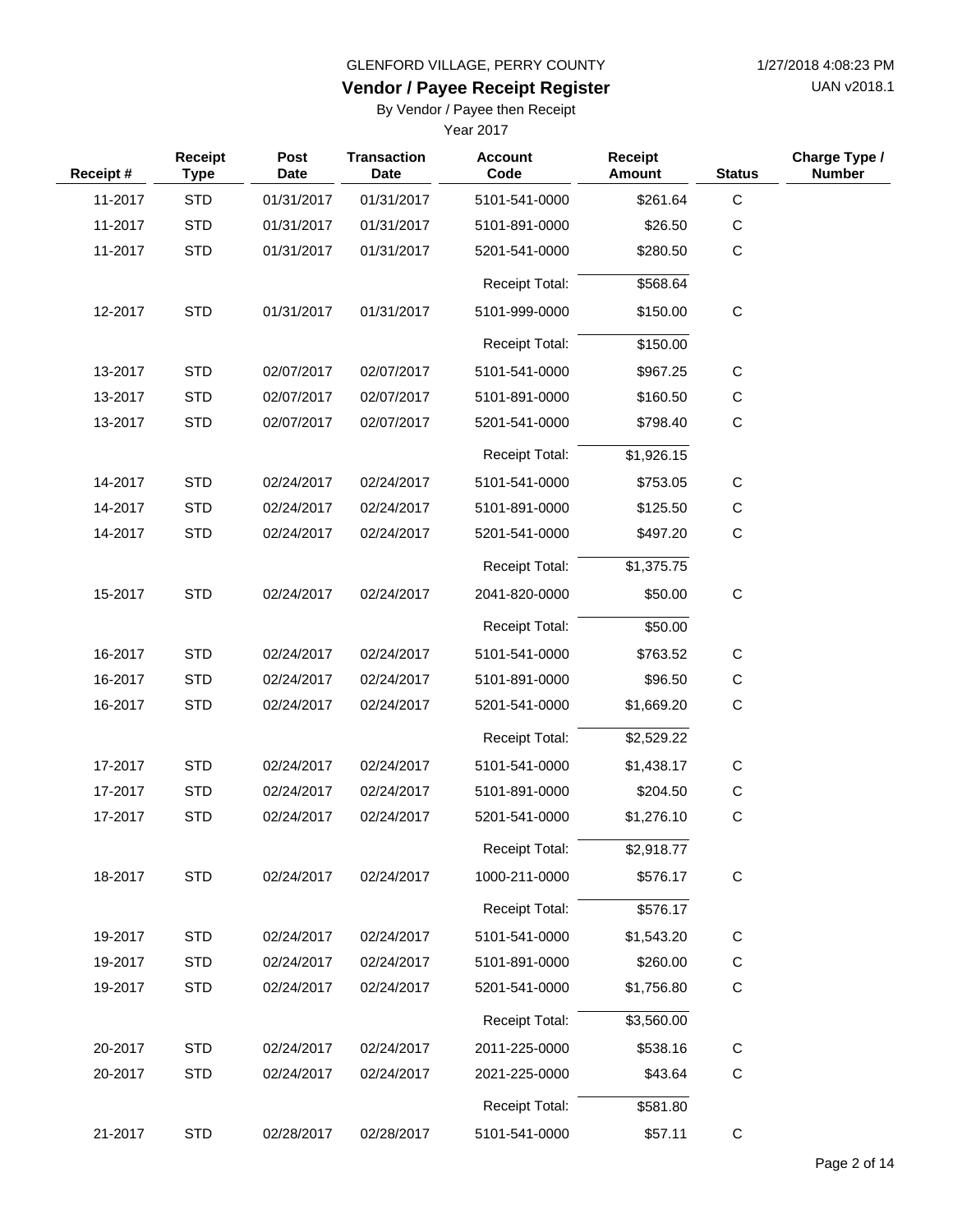GLENFORD VILLAGE, PERRY COUNTY

# Vendor / Payee Receipt Register

By Vendor / Payee then Receipt

Year 2017

| Receipt # | Receipt Type | Post Date | Transaction Date | Account Code | Receipt Amount | Status | Charge Type / Number |
|---|---|---|---|---|---|---|---|
| 11-2017 | STD | 01/31/2017 | 01/31/2017 | 5101-541-0000 | $261.64 | C | |
| 11-2017 | STD | 01/31/2017 | 01/31/2017 | 5101-891-0000 | $26.50 | C | |
| 11-2017 | STD | 01/31/2017 | 01/31/2017 | 5201-541-0000 | $280.50 | C | |
| | | | | Receipt Total: | $568.64 | | |
| 12-2017 | STD | 01/31/2017 | 01/31/2017 | 5101-999-0000 | $150.00 | C | |
| | | | | Receipt Total: | $150.00 | | |
| 13-2017 | STD | 02/07/2017 | 02/07/2017 | 5101-541-0000 | $967.25 | C | |
| 13-2017 | STD | 02/07/2017 | 02/07/2017 | 5101-891-0000 | $160.50 | C | |
| 13-2017 | STD | 02/07/2017 | 02/07/2017 | 5201-541-0000 | $798.40 | C | |
| | | | | Receipt Total: | $1,926.15 | | |
| 14-2017 | STD | 02/24/2017 | 02/24/2017 | 5101-541-0000 | $753.05 | C | |
| 14-2017 | STD | 02/24/2017 | 02/24/2017 | 5101-891-0000 | $125.50 | C | |
| 14-2017 | STD | 02/24/2017 | 02/24/2017 | 5201-541-0000 | $497.20 | C | |
| | | | | Receipt Total: | $1,375.75 | | |
| 15-2017 | STD | 02/24/2017 | 02/24/2017 | 2041-820-0000 | $50.00 | C | |
| | | | | Receipt Total: | $50.00 | | |
| 16-2017 | STD | 02/24/2017 | 02/24/2017 | 5101-541-0000 | $763.52 | C | |
| 16-2017 | STD | 02/24/2017 | 02/24/2017 | 5101-891-0000 | $96.50 | C | |
| 16-2017 | STD | 02/24/2017 | 02/24/2017 | 5201-541-0000 | $1,669.20 | C | |
| | | | | Receipt Total: | $2,529.22 | | |
| 17-2017 | STD | 02/24/2017 | 02/24/2017 | 5101-541-0000 | $1,438.17 | C | |
| 17-2017 | STD | 02/24/2017 | 02/24/2017 | 5101-891-0000 | $204.50 | C | |
| 17-2017 | STD | 02/24/2017 | 02/24/2017 | 5201-541-0000 | $1,276.10 | C | |
| | | | | Receipt Total: | $2,918.77 | | |
| 18-2017 | STD | 02/24/2017 | 02/24/2017 | 1000-211-0000 | $576.17 | C | |
| | | | | Receipt Total: | $576.17 | | |
| 19-2017 | STD | 02/24/2017 | 02/24/2017 | 5101-541-0000 | $1,543.20 | C | |
| 19-2017 | STD | 02/24/2017 | 02/24/2017 | 5101-891-0000 | $260.00 | C | |
| 19-2017 | STD | 02/24/2017 | 02/24/2017 | 5201-541-0000 | $1,756.80 | C | |
| | | | | Receipt Total: | $3,560.00 | | |
| 20-2017 | STD | 02/24/2017 | 02/24/2017 | 2011-225-0000 | $538.16 | C | |
| 20-2017 | STD | 02/24/2017 | 02/24/2017 | 2021-225-0000 | $43.64 | C | |
| | | | | Receipt Total: | $581.80 | | |
| 21-2017 | STD | 02/28/2017 | 02/28/2017 | 5101-541-0000 | $57.11 | C | |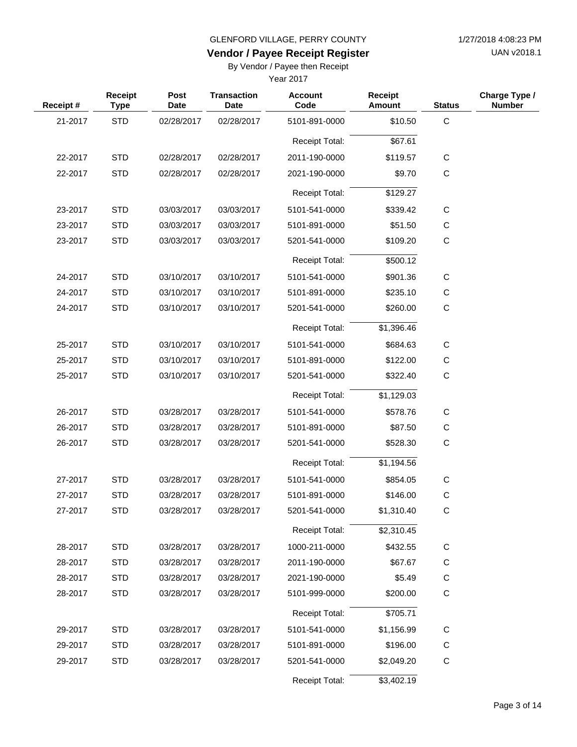GLENFORD VILLAGE, PERRY COUNTY

# Vendor / Payee Receipt Register

By Vendor / Payee then Receipt

Year 2017

| Receipt # | Receipt Type | Post Date | Transaction Date | Account Code | Receipt Amount | Status | Charge Type / Number |
|---|---|---|---|---|---|---|---|
| 21-2017 | STD | 02/28/2017 | 02/28/2017 | 5101-891-0000 | $10.50 | C | |
| | | | | Receipt Total: | $67.61 | | |
| 22-2017 | STD | 02/28/2017 | 02/28/2017 | 2011-190-0000 | $119.57 | C | |
| 22-2017 | STD | 02/28/2017 | 02/28/2017 | 2021-190-0000 | $9.70 | C | |
| | | | | Receipt Total: | $129.27 | | |
| 23-2017 | STD | 03/03/2017 | 03/03/2017 | 5101-541-0000 | $339.42 | C | |
| 23-2017 | STD | 03/03/2017 | 03/03/2017 | 5101-891-0000 | $51.50 | C | |
| 23-2017 | STD | 03/03/2017 | 03/03/2017 | 5201-541-0000 | $109.20 | C | |
| | | | | Receipt Total: | $500.12 | | |
| 24-2017 | STD | 03/10/2017 | 03/10/2017 | 5101-541-0000 | $901.36 | C | |
| 24-2017 | STD | 03/10/2017 | 03/10/2017 | 5101-891-0000 | $235.10 | C | |
| 24-2017 | STD | 03/10/2017 | 03/10/2017 | 5201-541-0000 | $260.00 | C | |
| | | | | Receipt Total: | $1,396.46 | | |
| 25-2017 | STD | 03/10/2017 | 03/10/2017 | 5101-541-0000 | $684.63 | C | |
| 25-2017 | STD | 03/10/2017 | 03/10/2017 | 5101-891-0000 | $122.00 | C | |
| 25-2017 | STD | 03/10/2017 | 03/10/2017 | 5201-541-0000 | $322.40 | C | |
| | | | | Receipt Total: | $1,129.03 | | |
| 26-2017 | STD | 03/28/2017 | 03/28/2017 | 5101-541-0000 | $578.76 | C | |
| 26-2017 | STD | 03/28/2017 | 03/28/2017 | 5101-891-0000 | $87.50 | C | |
| 26-2017 | STD | 03/28/2017 | 03/28/2017 | 5201-541-0000 | $528.30 | C | |
| | | | | Receipt Total: | $1,194.56 | | |
| 27-2017 | STD | 03/28/2017 | 03/28/2017 | 5101-541-0000 | $854.05 | C | |
| 27-2017 | STD | 03/28/2017 | 03/28/2017 | 5101-891-0000 | $146.00 | C | |
| 27-2017 | STD | 03/28/2017 | 03/28/2017 | 5201-541-0000 | $1,310.40 | C | |
| | | | | Receipt Total: | $2,310.45 | | |
| 28-2017 | STD | 03/28/2017 | 03/28/2017 | 1000-211-0000 | $432.55 | C | |
| 28-2017 | STD | 03/28/2017 | 03/28/2017 | 2011-190-0000 | $67.67 | C | |
| 28-2017 | STD | 03/28/2017 | 03/28/2017 | 2021-190-0000 | $5.49 | C | |
| 28-2017 | STD | 03/28/2017 | 03/28/2017 | 5101-999-0000 | $200.00 | C | |
| | | | | Receipt Total: | $705.71 | | |
| 29-2017 | STD | 03/28/2017 | 03/28/2017 | 5101-541-0000 | $1,156.99 | C | |
| 29-2017 | STD | 03/28/2017 | 03/28/2017 | 5101-891-0000 | $196.00 | C | |
| 29-2017 | STD | 03/28/2017 | 03/28/2017 | 5201-541-0000 | $2,049.20 | C | |
| | | | | Receipt Total: | $3,402.19 | | |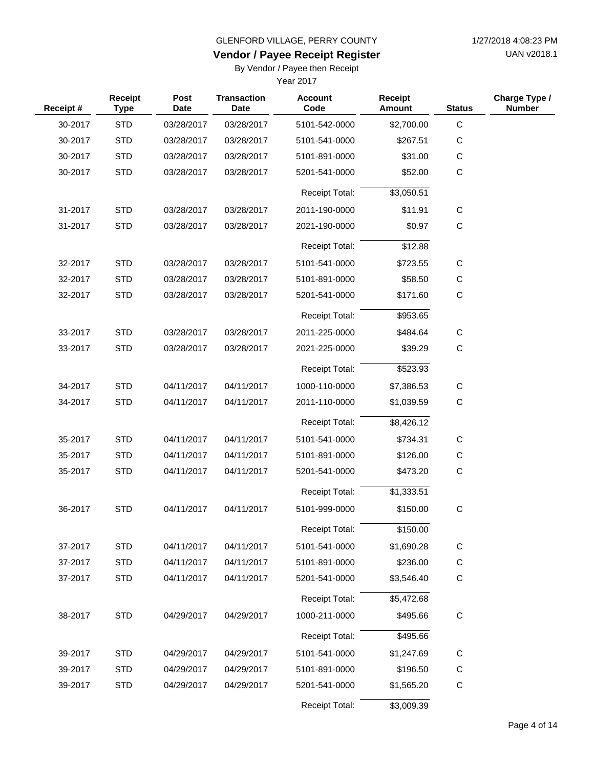GLENFORD VILLAGE, PERRY COUNTY

# Vendor / Payee Receipt Register

By Vendor / Payee then Receipt

Year 2017

| Receipt # | Receipt Type | Post Date | Transaction Date | Account Code | Receipt Amount | Status | Charge Type / Number |
|---|---|---|---|---|---|---|---|
| 30-2017 | STD | 03/28/2017 | 03/28/2017 | 5101-542-0000 | $2,700.00 | C | |
| 30-2017 | STD | 03/28/2017 | 03/28/2017 | 5101-541-0000 | $267.51 | C | |
| 30-2017 | STD | 03/28/2017 | 03/28/2017 | 5101-891-0000 | $31.00 | C | |
| 30-2017 | STD | 03/28/2017 | 03/28/2017 | 5201-541-0000 | $52.00 | C | |
| | | | | Receipt Total: | $3,050.51 | | |
| 31-2017 | STD | 03/28/2017 | 03/28/2017 | 2011-190-0000 | $11.91 | C | |
| 31-2017 | STD | 03/28/2017 | 03/28/2017 | 2021-190-0000 | $0.97 | C | |
| | | | | Receipt Total: | $12.88 | | |
| 32-2017 | STD | 03/28/2017 | 03/28/2017 | 5101-541-0000 | $723.55 | C | |
| 32-2017 | STD | 03/28/2017 | 03/28/2017 | 5101-891-0000 | $58.50 | C | |
| 32-2017 | STD | 03/28/2017 | 03/28/2017 | 5201-541-0000 | $171.60 | C | |
| | | | | Receipt Total: | $953.65 | | |
| 33-2017 | STD | 03/28/2017 | 03/28/2017 | 2011-225-0000 | $484.64 | C | |
| 33-2017 | STD | 03/28/2017 | 03/28/2017 | 2021-225-0000 | $39.29 | C | |
| | | | | Receipt Total: | $523.93 | | |
| 34-2017 | STD | 04/11/2017 | 04/11/2017 | 1000-110-0000 | $7,386.53 | C | |
| 34-2017 | STD | 04/11/2017 | 04/11/2017 | 2011-110-0000 | $1,039.59 | C | |
| | | | | Receipt Total: | $8,426.12 | | |
| 35-2017 | STD | 04/11/2017 | 04/11/2017 | 5101-541-0000 | $734.31 | C | |
| 35-2017 | STD | 04/11/2017 | 04/11/2017 | 5101-891-0000 | $126.00 | C | |
| 35-2017 | STD | 04/11/2017 | 04/11/2017 | 5201-541-0000 | $473.20 | C | |
| | | | | Receipt Total: | $1,333.51 | | |
| 36-2017 | STD | 04/11/2017 | 04/11/2017 | 5101-999-0000 | $150.00 | C | |
| | | | | Receipt Total: | $150.00 | | |
| 37-2017 | STD | 04/11/2017 | 04/11/2017 | 5101-541-0000 | $1,690.28 | C | |
| 37-2017 | STD | 04/11/2017 | 04/11/2017 | 5101-891-0000 | $236.00 | C | |
| 37-2017 | STD | 04/11/2017 | 04/11/2017 | 5201-541-0000 | $3,546.40 | C | |
| | | | | Receipt Total: | $5,472.68 | | |
| 38-2017 | STD | 04/29/2017 | 04/29/2017 | 1000-211-0000 | $495.66 | C | |
| | | | | Receipt Total: | $495.66 | | |
| 39-2017 | STD | 04/29/2017 | 04/29/2017 | 5101-541-0000 | $1,247.69 | C | |
| 39-2017 | STD | 04/29/2017 | 04/29/2017 | 5101-891-0000 | $196.50 | C | |
| 39-2017 | STD | 04/29/2017 | 04/29/2017 | 5201-541-0000 | $1,565.20 | C | |
| | | | | Receipt Total: | $3,009.39 | | |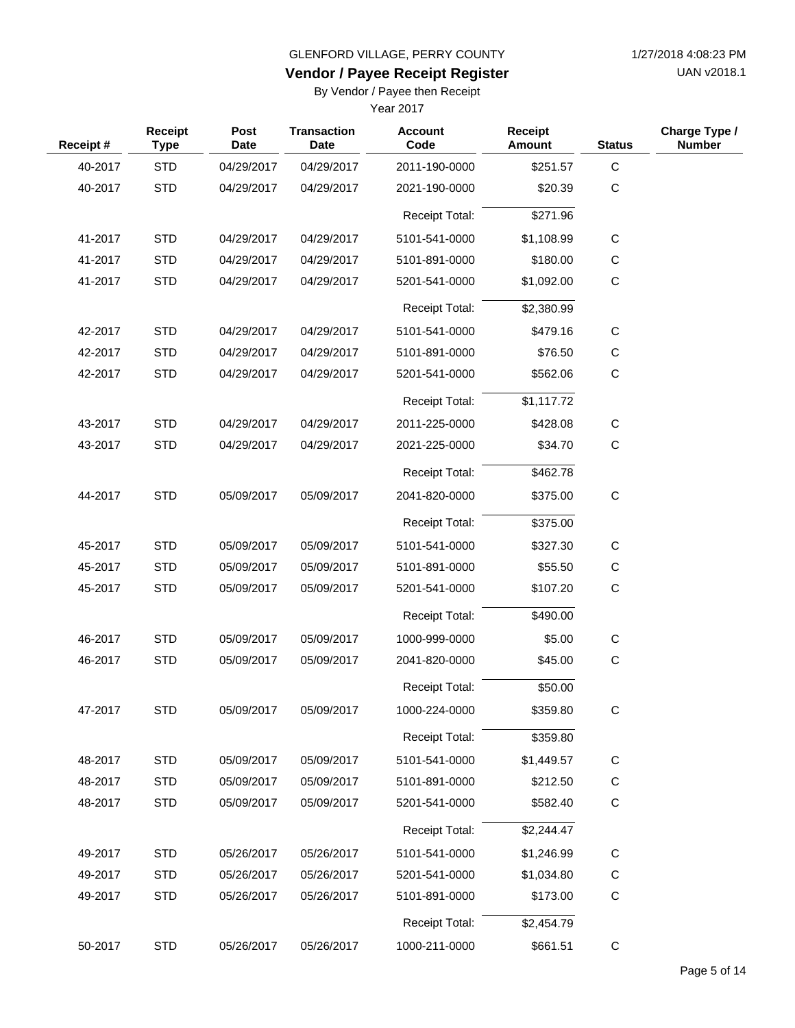GLENFORD VILLAGE, PERRY COUNTY

1/27/2018 4:08:23 PM

UAN v2018.1

# Vendor / Payee Receipt Register

By Vendor / Payee then Receipt

Year 2017

| Receipt # | Receipt Type | Post Date | Transaction Date | Account Code | Receipt Amount | Status | Charge Type / Number |
|---|---|---|---|---|---|---|---|
| 40-2017 | STD | 04/29/2017 | 04/29/2017 | 2011-190-0000 | $251.57 | C | |
| 40-2017 | STD | 04/29/2017 | 04/29/2017 | 2021-190-0000 | $20.39 | C | |
| | | | | Receipt Total: | $271.96 | | |
| 41-2017 | STD | 04/29/2017 | 04/29/2017 | 5101-541-0000 | $1,108.99 | C | |
| 41-2017 | STD | 04/29/2017 | 04/29/2017 | 5101-891-0000 | $180.00 | C | |
| 41-2017 | STD | 04/29/2017 | 04/29/2017 | 5201-541-0000 | $1,092.00 | C | |
| | | | | Receipt Total: | $2,380.99 | | |
| 42-2017 | STD | 04/29/2017 | 04/29/2017 | 5101-541-0000 | $479.16 | C | |
| 42-2017 | STD | 04/29/2017 | 04/29/2017 | 5101-891-0000 | $76.50 | C | |
| 42-2017 | STD | 04/29/2017 | 04/29/2017 | 5201-541-0000 | $562.06 | C | |
| | | | | Receipt Total: | $1,117.72 | | |
| 43-2017 | STD | 04/29/2017 | 04/29/2017 | 2011-225-0000 | $428.08 | C | |
| 43-2017 | STD | 04/29/2017 | 04/29/2017 | 2021-225-0000 | $34.70 | C | |
| | | | | Receipt Total: | $462.78 | | |
| 44-2017 | STD | 05/09/2017 | 05/09/2017 | 2041-820-0000 | $375.00 | C | |
| | | | | Receipt Total: | $375.00 | | |
| 45-2017 | STD | 05/09/2017 | 05/09/2017 | 5101-541-0000 | $327.30 | C | |
| 45-2017 | STD | 05/09/2017 | 05/09/2017 | 5101-891-0000 | $55.50 | C | |
| 45-2017 | STD | 05/09/2017 | 05/09/2017 | 5201-541-0000 | $107.20 | C | |
| | | | | Receipt Total: | $490.00 | | |
| 46-2017 | STD | 05/09/2017 | 05/09/2017 | 1000-999-0000 | $5.00 | C | |
| 46-2017 | STD | 05/09/2017 | 05/09/2017 | 2041-820-0000 | $45.00 | C | |
| | | | | Receipt Total: | $50.00 | | |
| 47-2017 | STD | 05/09/2017 | 05/09/2017 | 1000-224-0000 | $359.80 | C | |
| | | | | Receipt Total: | $359.80 | | |
| 48-2017 | STD | 05/09/2017 | 05/09/2017 | 5101-541-0000 | $1,449.57 | C | |
| 48-2017 | STD | 05/09/2017 | 05/09/2017 | 5101-891-0000 | $212.50 | C | |
| 48-2017 | STD | 05/09/2017 | 05/09/2017 | 5201-541-0000 | $582.40 | C | |
| | | | | Receipt Total: | $2,244.47 | | |
| 49-2017 | STD | 05/26/2017 | 05/26/2017 | 5101-541-0000 | $1,246.99 | C | |
| 49-2017 | STD | 05/26/2017 | 05/26/2017 | 5201-541-0000 | $1,034.80 | C | |
| 49-2017 | STD | 05/26/2017 | 05/26/2017 | 5101-891-0000 | $173.00 | C | |
| | | | | Receipt Total: | $2,454.79 | | |
| 50-2017 | STD | 05/26/2017 | 05/26/2017 | 1000-211-0000 | $661.51 | C | |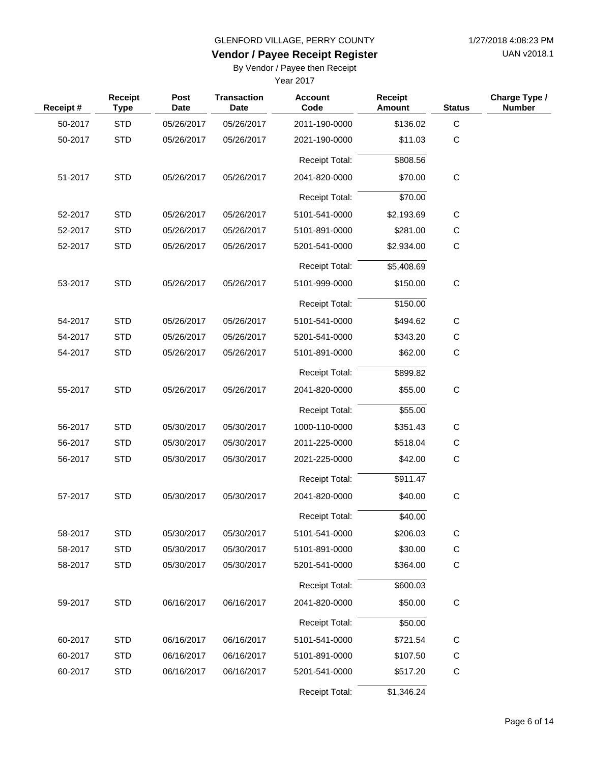GLENFORD VILLAGE, PERRY COUNTY

# Vendor / Payee Receipt Register

By Vendor / Payee then Receipt

Year 2017

| Receipt # | Receipt Type | Post Date | Transaction Date | Account Code | Receipt Amount | Status | Charge Type / Number |
|---|---|---|---|---|---|---|---|
| 50-2017 | STD | 05/26/2017 | 05/26/2017 | 2011-190-0000 | $136.02 | C | |
| 50-2017 | STD | 05/26/2017 | 05/26/2017 | 2021-190-0000 | $11.03 | C | |
| | | | | Receipt Total: | $808.56 | | |
| 51-2017 | STD | 05/26/2017 | 05/26/2017 | 2041-820-0000 | $70.00 | C | |
| | | | | Receipt Total: | $70.00 | | |
| 52-2017 | STD | 05/26/2017 | 05/26/2017 | 5101-541-0000 | $2,193.69 | C | |
| 52-2017 | STD | 05/26/2017 | 05/26/2017 | 5101-891-0000 | $281.00 | C | |
| 52-2017 | STD | 05/26/2017 | 05/26/2017 | 5201-541-0000 | $2,934.00 | C | |
| | | | | Receipt Total: | $5,408.69 | | |
| 53-2017 | STD | 05/26/2017 | 05/26/2017 | 5101-999-0000 | $150.00 | C | |
| | | | | Receipt Total: | $150.00 | | |
| 54-2017 | STD | 05/26/2017 | 05/26/2017 | 5101-541-0000 | $494.62 | C | |
| 54-2017 | STD | 05/26/2017 | 05/26/2017 | 5201-541-0000 | $343.20 | C | |
| 54-2017 | STD | 05/26/2017 | 05/26/2017 | 5101-891-0000 | $62.00 | C | |
| | | | | Receipt Total: | $899.82 | | |
| 55-2017 | STD | 05/26/2017 | 05/26/2017 | 2041-820-0000 | $55.00 | C | |
| | | | | Receipt Total: | $55.00 | | |
| 56-2017 | STD | 05/30/2017 | 05/30/2017 | 1000-110-0000 | $351.43 | C | |
| 56-2017 | STD | 05/30/2017 | 05/30/2017 | 2011-225-0000 | $518.04 | C | |
| 56-2017 | STD | 05/30/2017 | 05/30/2017 | 2021-225-0000 | $42.00 | C | |
| | | | | Receipt Total: | $911.47 | | |
| 57-2017 | STD | 05/30/2017 | 05/30/2017 | 2041-820-0000 | $40.00 | C | |
| | | | | Receipt Total: | $40.00 | | |
| 58-2017 | STD | 05/30/2017 | 05/30/2017 | 5101-541-0000 | $206.03 | C | |
| 58-2017 | STD | 05/30/2017 | 05/30/2017 | 5101-891-0000 | $30.00 | C | |
| 58-2017 | STD | 05/30/2017 | 05/30/2017 | 5201-541-0000 | $364.00 | C | |
| | | | | Receipt Total: | $600.03 | | |
| 59-2017 | STD | 06/16/2017 | 06/16/2017 | 2041-820-0000 | $50.00 | C | |
| | | | | Receipt Total: | $50.00 | | |
| 60-2017 | STD | 06/16/2017 | 06/16/2017 | 5101-541-0000 | $721.54 | C | |
| 60-2017 | STD | 06/16/2017 | 06/16/2017 | 5101-891-0000 | $107.50 | C | |
| 60-2017 | STD | 06/16/2017 | 06/16/2017 | 5201-541-0000 | $517.20 | C | |
| | | | | Receipt Total: | $1,346.24 | | |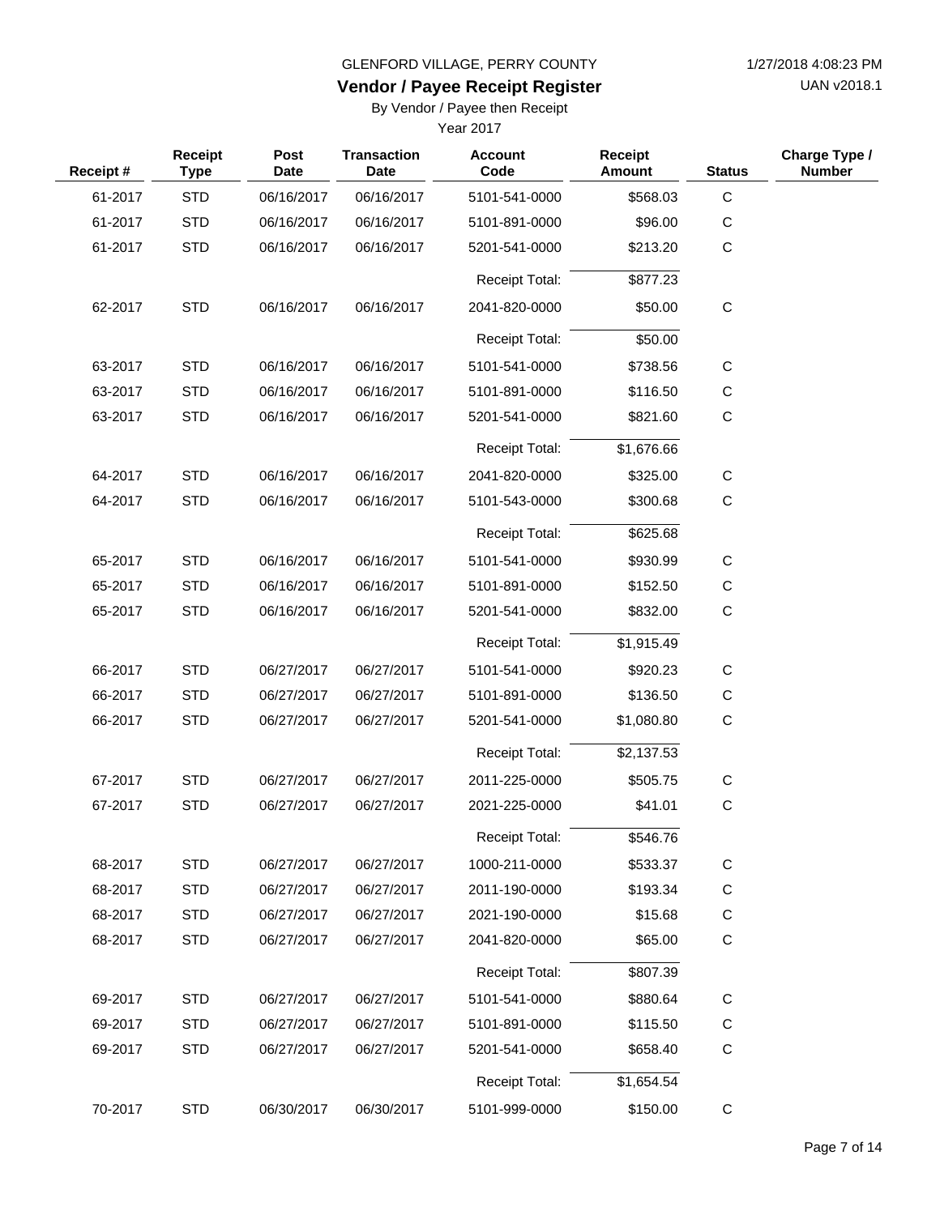GLENFORD VILLAGE, PERRY COUNTY

**Vendor / Payee Receipt Register**

By Vendor / Payee then Receipt

Year 2017

1/27/2018 4:08:23 PM

UAN v2018.1

| Receipt # | Receipt Type | Post Date | Transaction Date | Account Code | Receipt Amount | Status | Charge Type / Number |
|---|---|---|---|---|---|---|---|
| 61-2017 | STD | 06/16/2017 | 06/16/2017 | 5101-541-0000 | $568.03 | C | |
| 61-2017 | STD | 06/16/2017 | 06/16/2017 | 5101-891-0000 | $96.00 | C | |
| 61-2017 | STD | 06/16/2017 | 06/16/2017 | 5201-541-0000 | $213.20 | C | |
| | | | | Receipt Total: | $877.23 | | |
| 62-2017 | STD | 06/16/2017 | 06/16/2017 | 2041-820-0000 | $50.00 | C | |
| | | | | Receipt Total: | $50.00 | | |
| 63-2017 | STD | 06/16/2017 | 06/16/2017 | 5101-541-0000 | $738.56 | C | |
| 63-2017 | STD | 06/16/2017 | 06/16/2017 | 5101-891-0000 | $116.50 | C | |
| 63-2017 | STD | 06/16/2017 | 06/16/2017 | 5201-541-0000 | $821.60 | C | |
| | | | | Receipt Total: | $1,676.66 | | |
| 64-2017 | STD | 06/16/2017 | 06/16/2017 | 2041-820-0000 | $325.00 | C | |
| 64-2017 | STD | 06/16/2017 | 06/16/2017 | 5101-543-0000 | $300.68 | C | |
| | | | | Receipt Total: | $625.68 | | |
| 65-2017 | STD | 06/16/2017 | 06/16/2017 | 5101-541-0000 | $930.99 | C | |
| 65-2017 | STD | 06/16/2017 | 06/16/2017 | 5101-891-0000 | $152.50 | C | |
| 65-2017 | STD | 06/16/2017 | 06/16/2017 | 5201-541-0000 | $832.00 | C | |
| | | | | Receipt Total: | $1,915.49 | | |
| 66-2017 | STD | 06/27/2017 | 06/27/2017 | 5101-541-0000 | $920.23 | C | |
| 66-2017 | STD | 06/27/2017 | 06/27/2017 | 5101-891-0000 | $136.50 | C | |
| 66-2017 | STD | 06/27/2017 | 06/27/2017 | 5201-541-0000 | $1,080.80 | C | |
| | | | | Receipt Total: | $2,137.53 | | |
| 67-2017 | STD | 06/27/2017 | 06/27/2017 | 2011-225-0000 | $505.75 | C | |
| 67-2017 | STD | 06/27/2017 | 06/27/2017 | 2021-225-0000 | $41.01 | C | |
| | | | | Receipt Total: | $546.76 | | |
| 68-2017 | STD | 06/27/2017 | 06/27/2017 | 1000-211-0000 | $533.37 | C | |
| 68-2017 | STD | 06/27/2017 | 06/27/2017 | 2011-190-0000 | $193.34 | C | |
| 68-2017 | STD | 06/27/2017 | 06/27/2017 | 2021-190-0000 | $15.68 | C | |
| 68-2017 | STD | 06/27/2017 | 06/27/2017 | 2041-820-0000 | $65.00 | C | |
| | | | | Receipt Total: | $807.39 | | |
| 69-2017 | STD | 06/27/2017 | 06/27/2017 | 5101-541-0000 | $880.64 | C | |
| 69-2017 | STD | 06/27/2017 | 06/27/2017 | 5101-891-0000 | $115.50 | C | |
| 69-2017 | STD | 06/27/2017 | 06/27/2017 | 5201-541-0000 | $658.40 | C | |
| | | | | Receipt Total: | $1,654.54 | | |
| 70-2017 | STD | 06/30/2017 | 06/30/2017 | 5101-999-0000 | $150.00 | C | |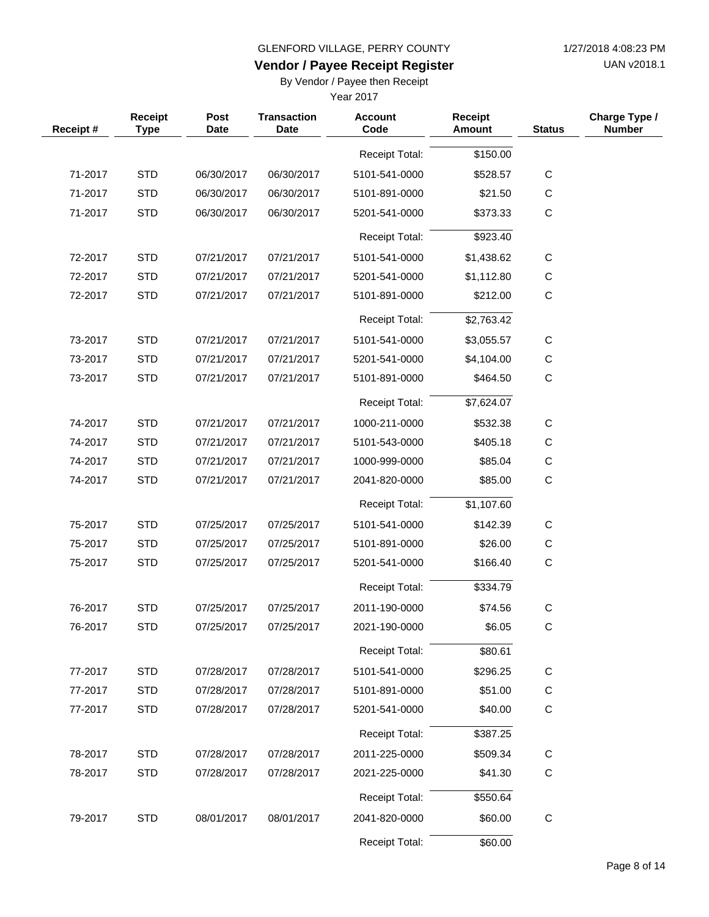GLENFORD VILLAGE, PERRY COUNTY

1/27/2018 4:08:23 PM

## Vendor / Payee Receipt Register

UAN v2018.1

By Vendor / Payee then Receipt

Year 2017

| Receipt # | Receipt Type | Post Date | Transaction Date | Account Code | Receipt Amount | Status | Charge Type / Number |
|---|---|---|---|---|---|---|---|
| | | | | Receipt Total: | $150.00 | | |
| 71-2017 | STD | 06/30/2017 | 06/30/2017 | 5101-541-0000 | $528.57 | C | |
| 71-2017 | STD | 06/30/2017 | 06/30/2017 | 5101-891-0000 | $21.50 | C | |
| 71-2017 | STD | 06/30/2017 | 06/30/2017 | 5201-541-0000 | $373.33 | C | |
| | | | | Receipt Total: | $923.40 | | |
| 72-2017 | STD | 07/21/2017 | 07/21/2017 | 5101-541-0000 | $1,438.62 | C | |
| 72-2017 | STD | 07/21/2017 | 07/21/2017 | 5201-541-0000 | $1,112.80 | C | |
| 72-2017 | STD | 07/21/2017 | 07/21/2017 | 5101-891-0000 | $212.00 | C | |
| | | | | Receipt Total: | $2,763.42 | | |
| 73-2017 | STD | 07/21/2017 | 07/21/2017 | 5101-541-0000 | $3,055.57 | C | |
| 73-2017 | STD | 07/21/2017 | 07/21/2017 | 5201-541-0000 | $4,104.00 | C | |
| 73-2017 | STD | 07/21/2017 | 07/21/2017 | 5101-891-0000 | $464.50 | C | |
| | | | | Receipt Total: | $7,624.07 | | |
| 74-2017 | STD | 07/21/2017 | 07/21/2017 | 1000-211-0000 | $532.38 | C | |
| 74-2017 | STD | 07/21/2017 | 07/21/2017 | 5101-543-0000 | $405.18 | C | |
| 74-2017 | STD | 07/21/2017 | 07/21/2017 | 1000-999-0000 | $85.04 | C | |
| 74-2017 | STD | 07/21/2017 | 07/21/2017 | 2041-820-0000 | $85.00 | C | |
| | | | | Receipt Total: | $1,107.60 | | |
| 75-2017 | STD | 07/25/2017 | 07/25/2017 | 5101-541-0000 | $142.39 | C | |
| 75-2017 | STD | 07/25/2017 | 07/25/2017 | 5101-891-0000 | $26.00 | C | |
| 75-2017 | STD | 07/25/2017 | 07/25/2017 | 5201-541-0000 | $166.40 | C | |
| | | | | Receipt Total: | $334.79 | | |
| 76-2017 | STD | 07/25/2017 | 07/25/2017 | 2011-190-0000 | $74.56 | C | |
| 76-2017 | STD | 07/25/2017 | 07/25/2017 | 2021-190-0000 | $6.05 | C | |
| | | | | Receipt Total: | $80.61 | | |
| 77-2017 | STD | 07/28/2017 | 07/28/2017 | 5101-541-0000 | $296.25 | C | |
| 77-2017 | STD | 07/28/2017 | 07/28/2017 | 5101-891-0000 | $51.00 | C | |
| 77-2017 | STD | 07/28/2017 | 07/28/2017 | 5201-541-0000 | $40.00 | C | |
| | | | | Receipt Total: | $387.25 | | |
| 78-2017 | STD | 07/28/2017 | 07/28/2017 | 2011-225-0000 | $509.34 | C | |
| 78-2017 | STD | 07/28/2017 | 07/28/2017 | 2021-225-0000 | $41.30 | C | |
| | | | | Receipt Total: | $550.64 | | |
| 79-2017 | STD | 08/01/2017 | 08/01/2017 | 2041-820-0000 | $60.00 | C | |
| | | | | Receipt Total: | $60.00 | | |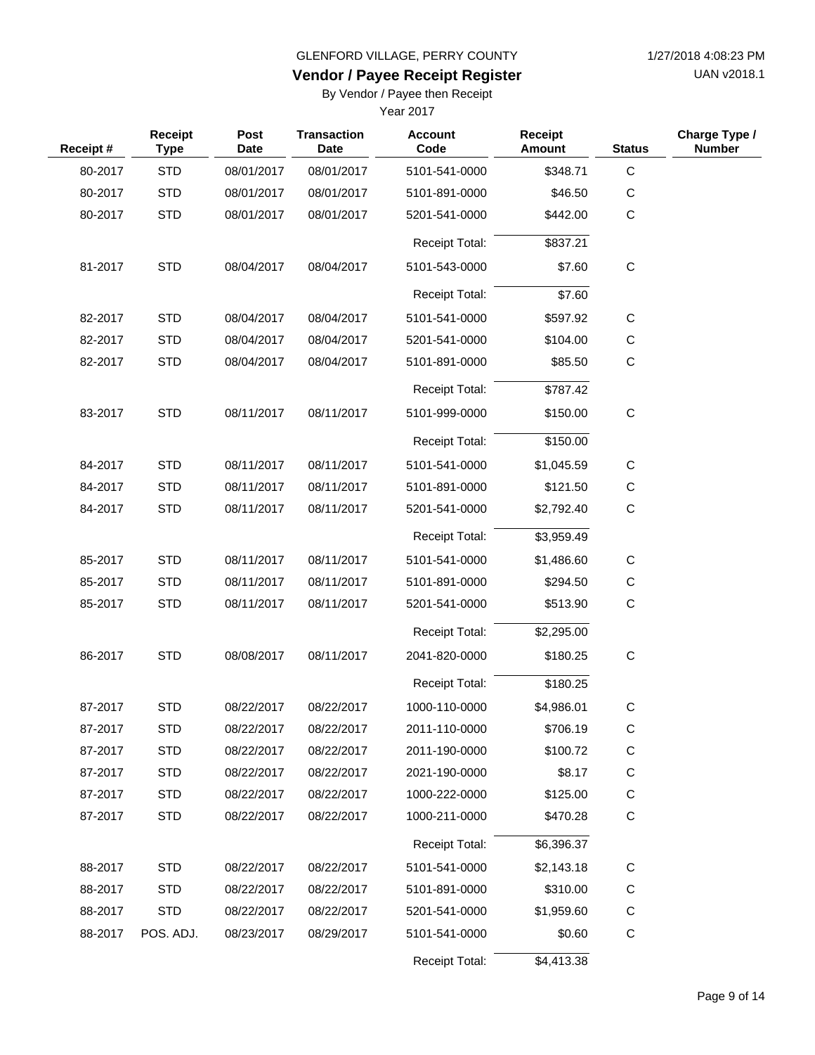GLENFORD VILLAGE, PERRY COUNTY

**Vendor / Payee Receipt Register**

By Vendor / Payee then Receipt

Year 2017

1/27/2018 4:08:23 PM

UAN v2018.1

| Receipt # | Receipt Type | Post Date | Transaction Date | Account Code | Receipt Amount | Status | Charge Type / Number |
|---|---|---|---|---|---|---|---|
| 80-2017 | STD | 08/01/2017 | 08/01/2017 | 5101-541-0000 | $348.71 | C | |
| 80-2017 | STD | 08/01/2017 | 08/01/2017 | 5101-891-0000 | $46.50 | C | |
| 80-2017 | STD | 08/01/2017 | 08/01/2017 | 5201-541-0000 | $442.00 | C | |
| | | | | Receipt Total: | $837.21 | | |
| 81-2017 | STD | 08/04/2017 | 08/04/2017 | 5101-543-0000 | $7.60 | C | |
| | | | | Receipt Total: | $7.60 | | |
| 82-2017 | STD | 08/04/2017 | 08/04/2017 | 5101-541-0000 | $597.92 | C | |
| 82-2017 | STD | 08/04/2017 | 08/04/2017 | 5201-541-0000 | $104.00 | C | |
| 82-2017 | STD | 08/04/2017 | 08/04/2017 | 5101-891-0000 | $85.50 | C | |
| | | | | Receipt Total: | $787.42 | | |
| 83-2017 | STD | 08/11/2017 | 08/11/2017 | 5101-999-0000 | $150.00 | C | |
| | | | | Receipt Total: | $150.00 | | |
| 84-2017 | STD | 08/11/2017 | 08/11/2017 | 5101-541-0000 | $1,045.59 | C | |
| 84-2017 | STD | 08/11/2017 | 08/11/2017 | 5101-891-0000 | $121.50 | C | |
| 84-2017 | STD | 08/11/2017 | 08/11/2017 | 5201-541-0000 | $2,792.40 | C | |
| | | | | Receipt Total: | $3,959.49 | | |
| 85-2017 | STD | 08/11/2017 | 08/11/2017 | 5101-541-0000 | $1,486.60 | C | |
| 85-2017 | STD | 08/11/2017 | 08/11/2017 | 5101-891-0000 | $294.50 | C | |
| 85-2017 | STD | 08/11/2017 | 08/11/2017 | 5201-541-0000 | $513.90 | C | |
| | | | | Receipt Total: | $2,295.00 | | |
| 86-2017 | STD | 08/08/2017 | 08/11/2017 | 2041-820-0000 | $180.25 | C | |
| | | | | Receipt Total: | $180.25 | | |
| 87-2017 | STD | 08/22/2017 | 08/22/2017 | 1000-110-0000 | $4,986.01 | C | |
| 87-2017 | STD | 08/22/2017 | 08/22/2017 | 2011-110-0000 | $706.19 | C | |
| 87-2017 | STD | 08/22/2017 | 08/22/2017 | 2011-190-0000 | $100.72 | C | |
| 87-2017 | STD | 08/22/2017 | 08/22/2017 | 2021-190-0000 | $8.17 | C | |
| 87-2017 | STD | 08/22/2017 | 08/22/2017 | 1000-222-0000 | $125.00 | C | |
| 87-2017 | STD | 08/22/2017 | 08/22/2017 | 1000-211-0000 | $470.28 | C | |
| | | | | Receipt Total: | $6,396.37 | | |
| 88-2017 | STD | 08/22/2017 | 08/22/2017 | 5101-541-0000 | $2,143.18 | C | |
| 88-2017 | STD | 08/22/2017 | 08/22/2017 | 5101-891-0000 | $310.00 | C | |
| 88-2017 | STD | 08/22/2017 | 08/22/2017 | 5201-541-0000 | $1,959.60 | C | |
| 88-2017 | POS. ADJ. | 08/23/2017 | 08/29/2017 | 5101-541-0000 | $0.60 | C | |
| | | | | Receipt Total: | $4,413.38 | | |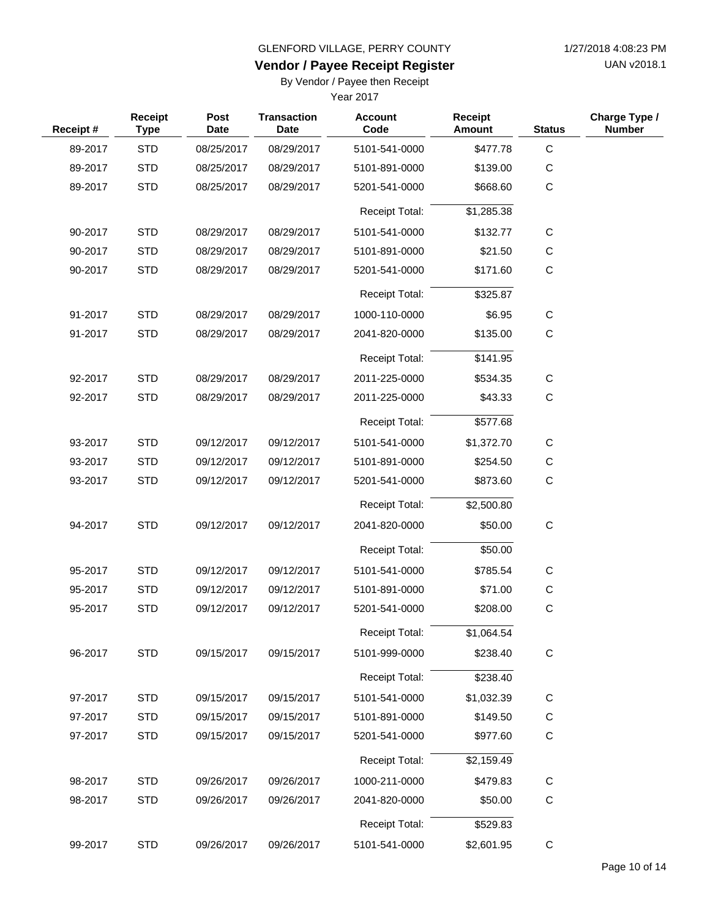GLENFORD VILLAGE, PERRY COUNTY

## Vendor / Payee Receipt Register

By Vendor / Payee then Receipt

Year 2017

| Receipt # | Receipt Type | Post Date | Transaction Date | Account Code | Receipt Amount | Status | Charge Type / Number |
|---|---|---|---|---|---|---|---|
| 89-2017 | STD | 08/25/2017 | 08/29/2017 | 5101-541-0000 | $477.78 | C | |
| 89-2017 | STD | 08/25/2017 | 08/29/2017 | 5101-891-0000 | $139.00 | C | |
| 89-2017 | STD | 08/25/2017 | 08/29/2017 | 5201-541-0000 | $668.60 | C | |
| | | | | Receipt Total: | $1,285.38 | | |
| 90-2017 | STD | 08/29/2017 | 08/29/2017 | 5101-541-0000 | $132.77 | C | |
| 90-2017 | STD | 08/29/2017 | 08/29/2017 | 5101-891-0000 | $21.50 | C | |
| 90-2017 | STD | 08/29/2017 | 08/29/2017 | 5201-541-0000 | $171.60 | C | |
| | | | | Receipt Total: | $325.87 | | |
| 91-2017 | STD | 08/29/2017 | 08/29/2017 | 1000-110-0000 | $6.95 | C | |
| 91-2017 | STD | 08/29/2017 | 08/29/2017 | 2041-820-0000 | $135.00 | C | |
| | | | | Receipt Total: | $141.95 | | |
| 92-2017 | STD | 08/29/2017 | 08/29/2017 | 2011-225-0000 | $534.35 | C | |
| 92-2017 | STD | 08/29/2017 | 08/29/2017 | 2011-225-0000 | $43.33 | C | |
| | | | | Receipt Total: | $577.68 | | |
| 93-2017 | STD | 09/12/2017 | 09/12/2017 | 5101-541-0000 | $1,372.70 | C | |
| 93-2017 | STD | 09/12/2017 | 09/12/2017 | 5101-891-0000 | $254.50 | C | |
| 93-2017 | STD | 09/12/2017 | 09/12/2017 | 5201-541-0000 | $873.60 | C | |
| | | | | Receipt Total: | $2,500.80 | | |
| 94-2017 | STD | 09/12/2017 | 09/12/2017 | 2041-820-0000 | $50.00 | C | |
| | | | | Receipt Total: | $50.00 | | |
| 95-2017 | STD | 09/12/2017 | 09/12/2017 | 5101-541-0000 | $785.54 | C | |
| 95-2017 | STD | 09/12/2017 | 09/12/2017 | 5101-891-0000 | $71.00 | C | |
| 95-2017 | STD | 09/12/2017 | 09/12/2017 | 5201-541-0000 | $208.00 | C | |
| | | | | Receipt Total: | $1,064.54 | | |
| 96-2017 | STD | 09/15/2017 | 09/15/2017 | 5101-999-0000 | $238.40 | C | |
| | | | | Receipt Total: | $238.40 | | |
| 97-2017 | STD | 09/15/2017 | 09/15/2017 | 5101-541-0000 | $1,032.39 | C | |
| 97-2017 | STD | 09/15/2017 | 09/15/2017 | 5101-891-0000 | $149.50 | C | |
| 97-2017 | STD | 09/15/2017 | 09/15/2017 | 5201-541-0000 | $977.60 | C | |
| | | | | Receipt Total: | $2,159.49 | | |
| 98-2017 | STD | 09/26/2017 | 09/26/2017 | 1000-211-0000 | $479.83 | C | |
| 98-2017 | STD | 09/26/2017 | 09/26/2017 | 2041-820-0000 | $50.00 | C | |
| | | | | Receipt Total: | $529.83 | | |
| 99-2017 | STD | 09/26/2017 | 09/26/2017 | 5101-541-0000 | $2,601.95 | C | |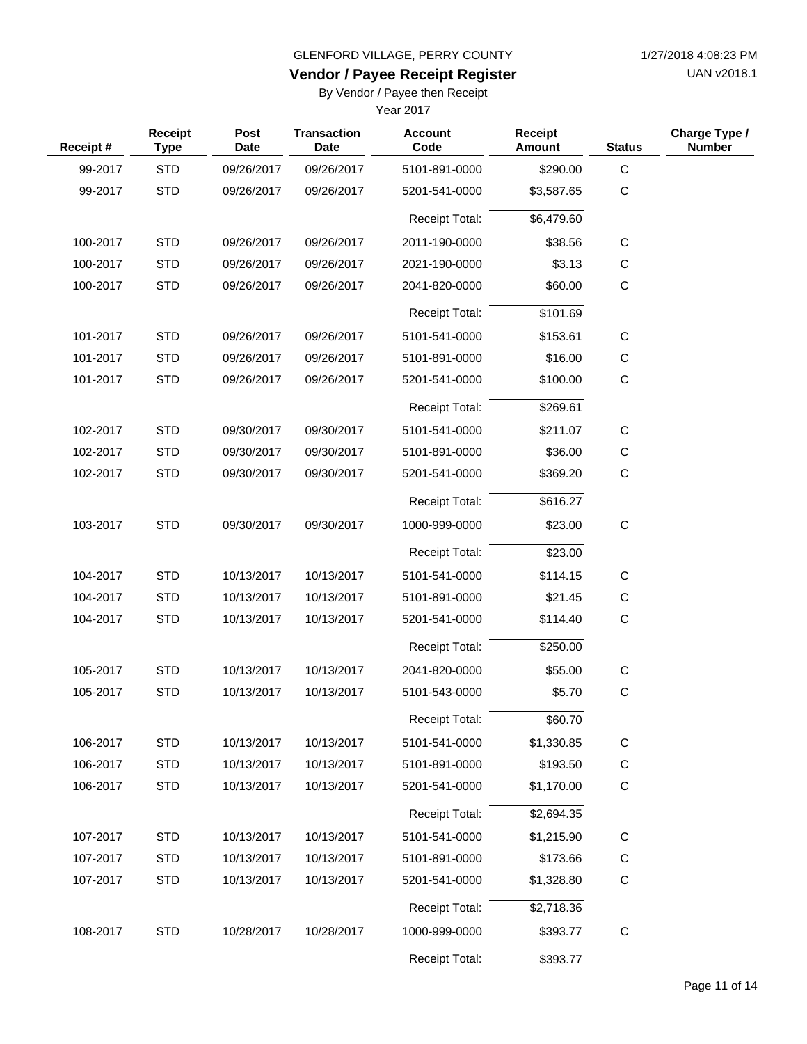GLENFORD VILLAGE, PERRY COUNTY

1/27/2018 4:08:23 PM

UAN v2018.1

## Vendor / Payee Receipt Register

By Vendor / Payee then Receipt

Year 2017

| Receipt # | Receipt Type | Post Date | Transaction Date | Account Code | Receipt Amount | Status | Charge Type / Number |
|---|---|---|---|---|---|---|---|
| 99-2017 | STD | 09/26/2017 | 09/26/2017 | 5101-891-0000 | $290.00 | C | |
| 99-2017 | STD | 09/26/2017 | 09/26/2017 | 5201-541-0000 | $3,587.65 | C | |
| | | | | Receipt Total: | $6,479.60 | | |
| 100-2017 | STD | 09/26/2017 | 09/26/2017 | 2011-190-0000 | $38.56 | C | |
| 100-2017 | STD | 09/26/2017 | 09/26/2017 | 2021-190-0000 | $3.13 | C | |
| 100-2017 | STD | 09/26/2017 | 09/26/2017 | 2041-820-0000 | $60.00 | C | |
| | | | | Receipt Total: | $101.69 | | |
| 101-2017 | STD | 09/26/2017 | 09/26/2017 | 5101-541-0000 | $153.61 | C | |
| 101-2017 | STD | 09/26/2017 | 09/26/2017 | 5101-891-0000 | $16.00 | C | |
| 101-2017 | STD | 09/26/2017 | 09/26/2017 | 5201-541-0000 | $100.00 | C | |
| | | | | Receipt Total: | $269.61 | | |
| 102-2017 | STD | 09/30/2017 | 09/30/2017 | 5101-541-0000 | $211.07 | C | |
| 102-2017 | STD | 09/30/2017 | 09/30/2017 | 5101-891-0000 | $36.00 | C | |
| 102-2017 | STD | 09/30/2017 | 09/30/2017 | 5201-541-0000 | $369.20 | C | |
| | | | | Receipt Total: | $616.27 | | |
| 103-2017 | STD | 09/30/2017 | 09/30/2017 | 1000-999-0000 | $23.00 | C | |
| | | | | Receipt Total: | $23.00 | | |
| 104-2017 | STD | 10/13/2017 | 10/13/2017 | 5101-541-0000 | $114.15 | C | |
| 104-2017 | STD | 10/13/2017 | 10/13/2017 | 5101-891-0000 | $21.45 | C | |
| 104-2017 | STD | 10/13/2017 | 10/13/2017 | 5201-541-0000 | $114.40 | C | |
| | | | | Receipt Total: | $250.00 | | |
| 105-2017 | STD | 10/13/2017 | 10/13/2017 | 2041-820-0000 | $55.00 | C | |
| 105-2017 | STD | 10/13/2017 | 10/13/2017 | 5101-543-0000 | $5.70 | C | |
| | | | | Receipt Total: | $60.70 | | |
| 106-2017 | STD | 10/13/2017 | 10/13/2017 | 5101-541-0000 | $1,330.85 | C | |
| 106-2017 | STD | 10/13/2017 | 10/13/2017 | 5101-891-0000 | $193.50 | C | |
| 106-2017 | STD | 10/13/2017 | 10/13/2017 | 5201-541-0000 | $1,170.00 | C | |
| | | | | Receipt Total: | $2,694.35 | | |
| 107-2017 | STD | 10/13/2017 | 10/13/2017 | 5101-541-0000 | $1,215.90 | C | |
| 107-2017 | STD | 10/13/2017 | 10/13/2017 | 5101-891-0000 | $173.66 | C | |
| 107-2017 | STD | 10/13/2017 | 10/13/2017 | 5201-541-0000 | $1,328.80 | C | |
| | | | | Receipt Total: | $2,718.36 | | |
| 108-2017 | STD | 10/28/2017 | 10/28/2017 | 1000-999-0000 | $393.77 | C | |
| | | | | Receipt Total: | $393.77 | | |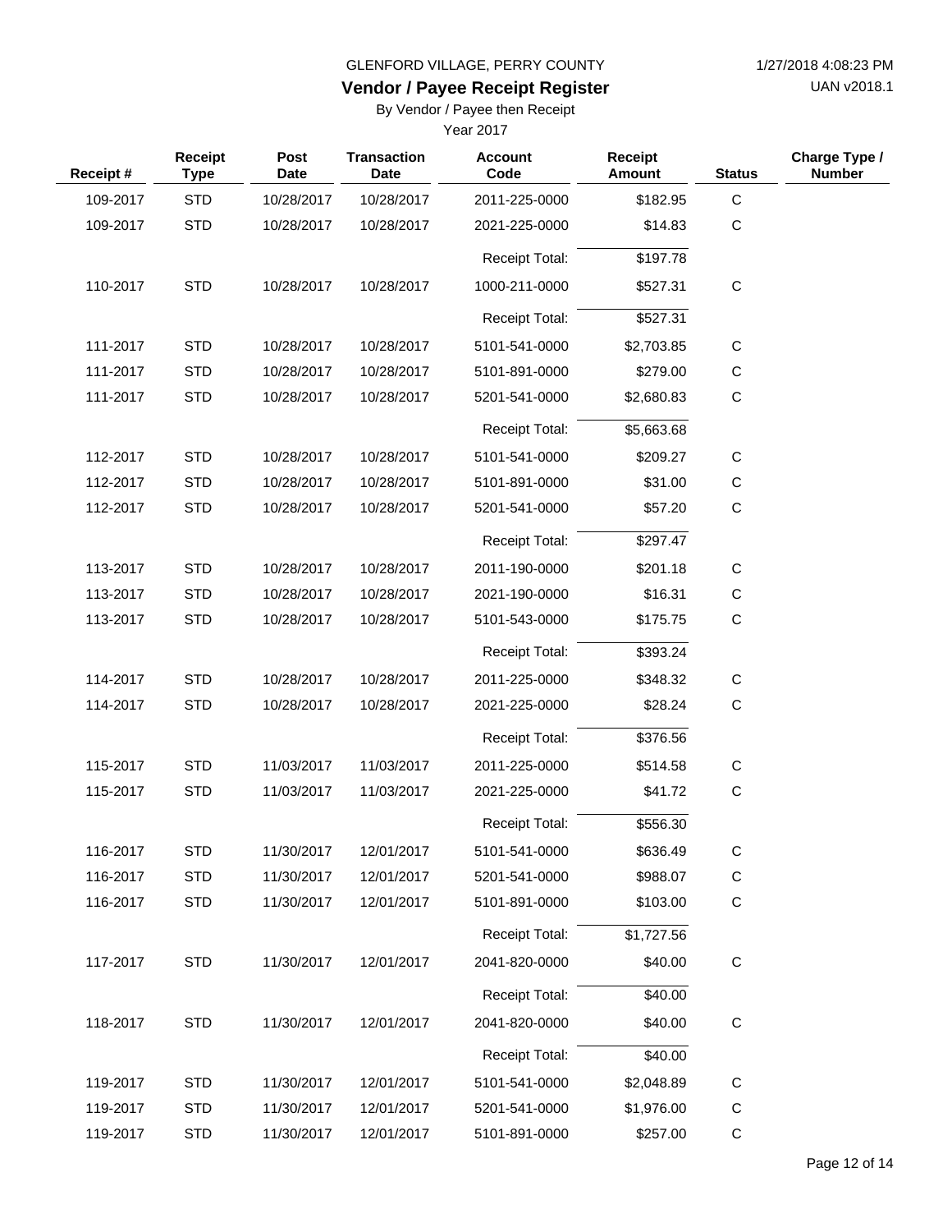GLENFORD VILLAGE, PERRY COUNTY

# Vendor / Payee Receipt Register

By Vendor / Payee then Receipt

Year 2017

| Receipt # | Receipt Type | Post Date | Transaction Date | Account Code | Receipt Amount | Status | Charge Type / Number |
|---|---|---|---|---|---|---|---|
| 109-2017 | STD | 10/28/2017 | 10/28/2017 | 2011-225-0000 | $182.95 | C | |
| 109-2017 | STD | 10/28/2017 | 10/28/2017 | 2021-225-0000 | $14.83 | C | |
| | | | | Receipt Total: | $197.78 | | |
| 110-2017 | STD | 10/28/2017 | 10/28/2017 | 1000-211-0000 | $527.31 | C | |
| | | | | Receipt Total: | $527.31 | | |
| 111-2017 | STD | 10/28/2017 | 10/28/2017 | 5101-541-0000 | $2,703.85 | C | |
| 111-2017 | STD | 10/28/2017 | 10/28/2017 | 5101-891-0000 | $279.00 | C | |
| 111-2017 | STD | 10/28/2017 | 10/28/2017 | 5201-541-0000 | $2,680.83 | C | |
| | | | | Receipt Total: | $5,663.68 | | |
| 112-2017 | STD | 10/28/2017 | 10/28/2017 | 5101-541-0000 | $209.27 | C | |
| 112-2017 | STD | 10/28/2017 | 10/28/2017 | 5101-891-0000 | $31.00 | C | |
| 112-2017 | STD | 10/28/2017 | 10/28/2017 | 5201-541-0000 | $57.20 | C | |
| | | | | Receipt Total: | $297.47 | | |
| 113-2017 | STD | 10/28/2017 | 10/28/2017 | 2011-190-0000 | $201.18 | C | |
| 113-2017 | STD | 10/28/2017 | 10/28/2017 | 2021-190-0000 | $16.31 | C | |
| 113-2017 | STD | 10/28/2017 | 10/28/2017 | 5101-543-0000 | $175.75 | C | |
| | | | | Receipt Total: | $393.24 | | |
| 114-2017 | STD | 10/28/2017 | 10/28/2017 | 2011-225-0000 | $348.32 | C | |
| 114-2017 | STD | 10/28/2017 | 10/28/2017 | 2021-225-0000 | $28.24 | C | |
| | | | | Receipt Total: | $376.56 | | |
| 115-2017 | STD | 11/03/2017 | 11/03/2017 | 2011-225-0000 | $514.58 | C | |
| 115-2017 | STD | 11/03/2017 | 11/03/2017 | 2021-225-0000 | $41.72 | C | |
| | | | | Receipt Total: | $556.30 | | |
| 116-2017 | STD | 11/30/2017 | 12/01/2017 | 5101-541-0000 | $636.49 | C | |
| 116-2017 | STD | 11/30/2017 | 12/01/2017 | 5201-541-0000 | $988.07 | C | |
| 116-2017 | STD | 11/30/2017 | 12/01/2017 | 5101-891-0000 | $103.00 | C | |
| | | | | Receipt Total: | $1,727.56 | | |
| 117-2017 | STD | 11/30/2017 | 12/01/2017 | 2041-820-0000 | $40.00 | C | |
| | | | | Receipt Total: | $40.00 | | |
| 118-2017 | STD | 11/30/2017 | 12/01/2017 | 2041-820-0000 | $40.00 | C | |
| | | | | Receipt Total: | $40.00 | | |
| 119-2017 | STD | 11/30/2017 | 12/01/2017 | 5101-541-0000 | $2,048.89 | C | |
| 119-2017 | STD | 11/30/2017 | 12/01/2017 | 5201-541-0000 | $1,976.00 | C | |
| 119-2017 | STD | 11/30/2017 | 12/01/2017 | 5101-891-0000 | $257.00 | C | |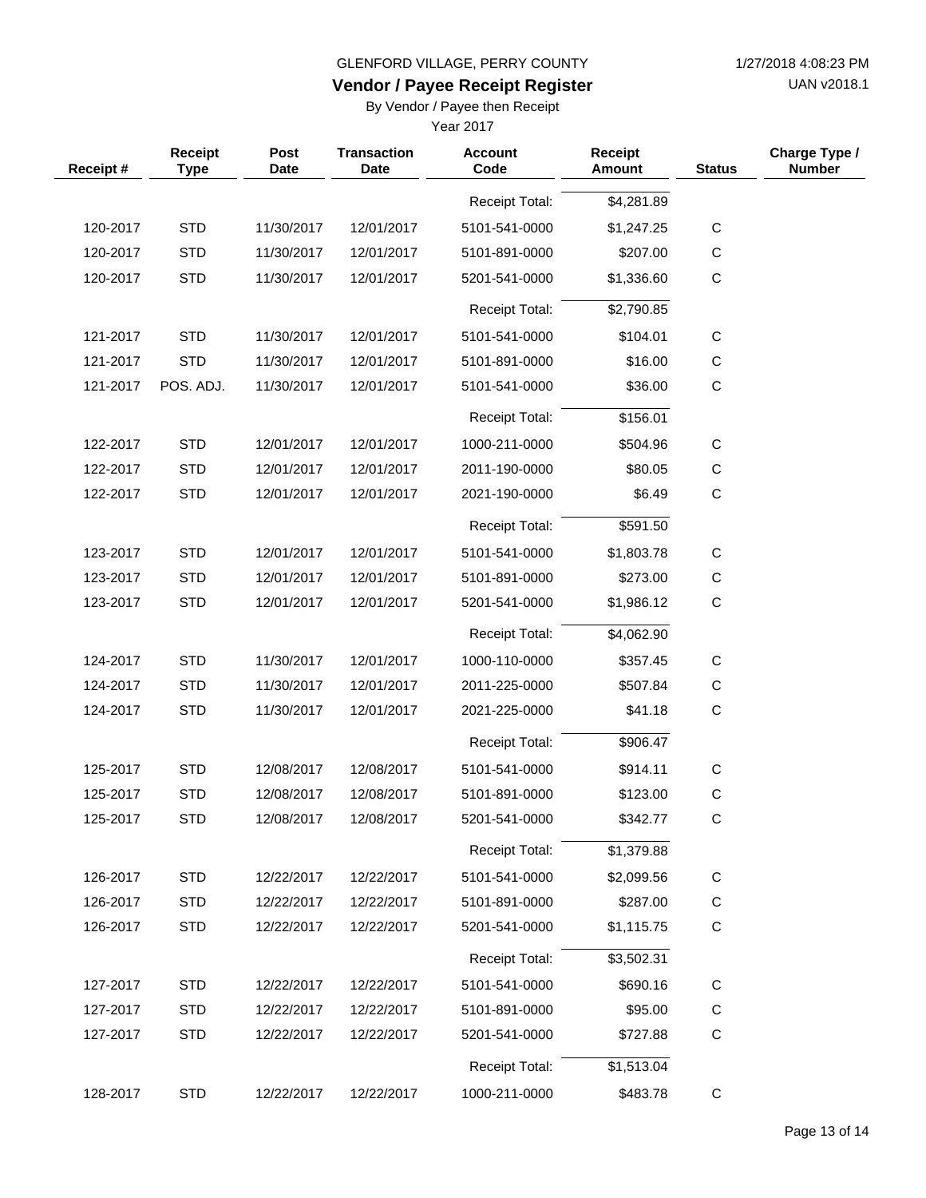GLENFORD VILLAGE, PERRY COUNTY

# Vendor / Payee Receipt Register

By Vendor / Payee then Receipt

Year 2017

| Receipt # | Receipt Type | Post Date | Transaction Date | Account Code | Receipt Amount | Status | Charge Type / Number |
|---|---|---|---|---|---|---|---|
| | | | | Receipt Total: | $4,281.89 | | |
| 120-2017 | STD | 11/30/2017 | 12/01/2017 | 5101-541-0000 | $1,247.25 | C | |
| 120-2017 | STD | 11/30/2017 | 12/01/2017 | 5101-891-0000 | $207.00 | C | |
| 120-2017 | STD | 11/30/2017 | 12/01/2017 | 5201-541-0000 | $1,336.60 | C | |
| | | | | Receipt Total: | $2,790.85 | | |
| 121-2017 | STD | 11/30/2017 | 12/01/2017 | 5101-541-0000 | $104.01 | C | |
| 121-2017 | STD | 11/30/2017 | 12/01/2017 | 5101-891-0000 | $16.00 | C | |
| 121-2017 | POS. ADJ. | 11/30/2017 | 12/01/2017 | 5101-541-0000 | $36.00 | C | |
| | | | | Receipt Total: | $156.01 | | |
| 122-2017 | STD | 12/01/2017 | 12/01/2017 | 1000-211-0000 | $504.96 | C | |
| 122-2017 | STD | 12/01/2017 | 12/01/2017 | 2011-190-0000 | $80.05 | C | |
| 122-2017 | STD | 12/01/2017 | 12/01/2017 | 2021-190-0000 | $6.49 | C | |
| | | | | Receipt Total: | $591.50 | | |
| 123-2017 | STD | 12/01/2017 | 12/01/2017 | 5101-541-0000 | $1,803.78 | C | |
| 123-2017 | STD | 12/01/2017 | 12/01/2017 | 5101-891-0000 | $273.00 | C | |
| 123-2017 | STD | 12/01/2017 | 12/01/2017 | 5201-541-0000 | $1,986.12 | C | |
| | | | | Receipt Total: | $4,062.90 | | |
| 124-2017 | STD | 11/30/2017 | 12/01/2017 | 1000-110-0000 | $357.45 | C | |
| 124-2017 | STD | 11/30/2017 | 12/01/2017 | 2011-225-0000 | $507.84 | C | |
| 124-2017 | STD | 11/30/2017 | 12/01/2017 | 2021-225-0000 | $41.18 | C | |
| | | | | Receipt Total: | $906.47 | | |
| 125-2017 | STD | 12/08/2017 | 12/08/2017 | 5101-541-0000 | $914.11 | C | |
| 125-2017 | STD | 12/08/2017 | 12/08/2017 | 5101-891-0000 | $123.00 | C | |
| 125-2017 | STD | 12/08/2017 | 12/08/2017 | 5201-541-0000 | $342.77 | C | |
| | | | | Receipt Total: | $1,379.88 | | |
| 126-2017 | STD | 12/22/2017 | 12/22/2017 | 5101-541-0000 | $2,099.56 | C | |
| 126-2017 | STD | 12/22/2017 | 12/22/2017 | 5101-891-0000 | $287.00 | C | |
| 126-2017 | STD | 12/22/2017 | 12/22/2017 | 5201-541-0000 | $1,115.75 | C | |
| | | | | Receipt Total: | $3,502.31 | | |
| 127-2017 | STD | 12/22/2017 | 12/22/2017 | 5101-541-0000 | $690.16 | C | |
| 127-2017 | STD | 12/22/2017 | 12/22/2017 | 5101-891-0000 | $95.00 | C | |
| 127-2017 | STD | 12/22/2017 | 12/22/2017 | 5201-541-0000 | $727.88 | C | |
| | | | | Receipt Total: | $1,513.04 | | |
| 128-2017 | STD | 12/22/2017 | 12/22/2017 | 1000-211-0000 | $483.78 | C | |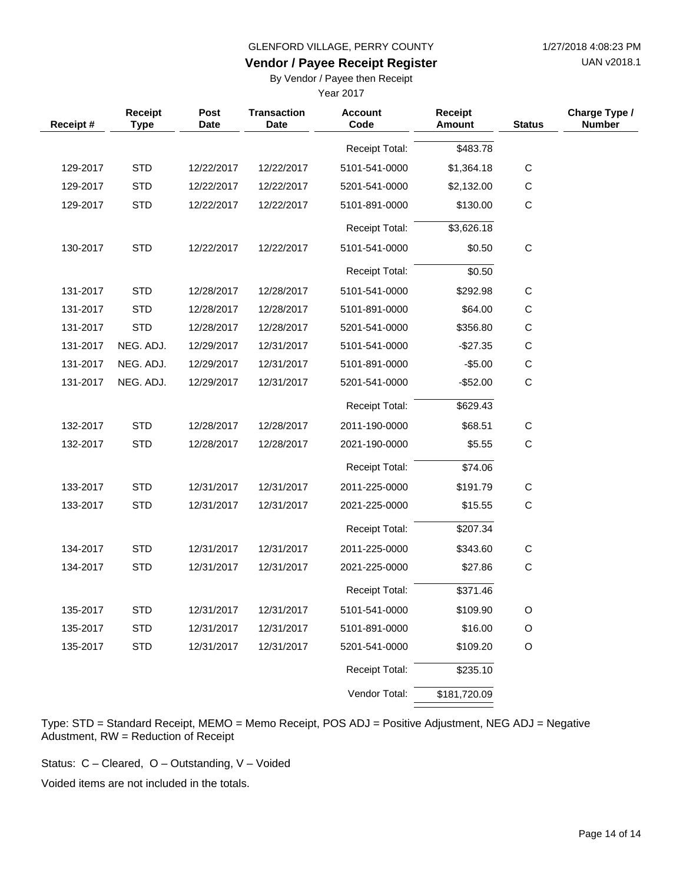GLENFORD VILLAGE, PERRY COUNTY

## Vendor / Payee Receipt Register

By Vendor / Payee then Receipt

Year 2017

| Receipt # | Receipt Type | Post Date | Transaction Date | Account Code | Receipt Amount | Status | Charge Type / Number |
|---|---|---|---|---|---|---|---|
| | | | | Receipt Total: | $483.78 | | |
| 129-2017 | STD | 12/22/2017 | 12/22/2017 | 5101-541-0000 | $1,364.18 | C | |
| 129-2017 | STD | 12/22/2017 | 12/22/2017 | 5201-541-0000 | $2,132.00 | C | |
| 129-2017 | STD | 12/22/2017 | 12/22/2017 | 5101-891-0000 | $130.00 | C | |
| | | | | Receipt Total: | $3,626.18 | | |
| 130-2017 | STD | 12/22/2017 | 12/22/2017 | 5101-541-0000 | $0.50 | C | |
| | | | | Receipt Total: | $0.50 | | |
| 131-2017 | STD | 12/28/2017 | 12/28/2017 | 5101-541-0000 | $292.98 | C | |
| 131-2017 | STD | 12/28/2017 | 12/28/2017 | 5101-891-0000 | $64.00 | C | |
| 131-2017 | STD | 12/28/2017 | 12/28/2017 | 5201-541-0000 | $356.80 | C | |
| 131-2017 | NEG. ADJ. | 12/29/2017 | 12/31/2017 | 5101-541-0000 | -$27.35 | C | |
| 131-2017 | NEG. ADJ. | 12/29/2017 | 12/31/2017 | 5101-891-0000 | -$5.00 | C | |
| 131-2017 | NEG. ADJ. | 12/29/2017 | 12/31/2017 | 5201-541-0000 | -$52.00 | C | |
| | | | | Receipt Total: | $629.43 | | |
| 132-2017 | STD | 12/28/2017 | 12/28/2017 | 2011-190-0000 | $68.51 | C | |
| 132-2017 | STD | 12/28/2017 | 12/28/2017 | 2021-190-0000 | $5.55 | C | |
| | | | | Receipt Total: | $74.06 | | |
| 133-2017 | STD | 12/31/2017 | 12/31/2017 | 2011-225-0000 | $191.79 | C | |
| 133-2017 | STD | 12/31/2017 | 12/31/2017 | 2021-225-0000 | $15.55 | C | |
| | | | | Receipt Total: | $207.34 | | |
| 134-2017 | STD | 12/31/2017 | 12/31/2017 | 2011-225-0000 | $343.60 | C | |
| 134-2017 | STD | 12/31/2017 | 12/31/2017 | 2021-225-0000 | $27.86 | C | |
| | | | | Receipt Total: | $371.46 | | |
| 135-2017 | STD | 12/31/2017 | 12/31/2017 | 5101-541-0000 | $109.90 | O | |
| 135-2017 | STD | 12/31/2017 | 12/31/2017 | 5101-891-0000 | $16.00 | O | |
| 135-2017 | STD | 12/31/2017 | 12/31/2017 | 5201-541-0000 | $109.20 | O | |
| | | | | Receipt Total: | $235.10 | | |
| | | | | Vendor Total: | $181,720.09 | | |

Type: STD = Standard Receipt, MEMO = Memo Receipt, POS ADJ = Positive Adjustment, NEG ADJ = Negative Adustment, RW = Reduction of Receipt

Status: C – Cleared, O – Outstanding, V – Voided

Voided items are not included in the totals.